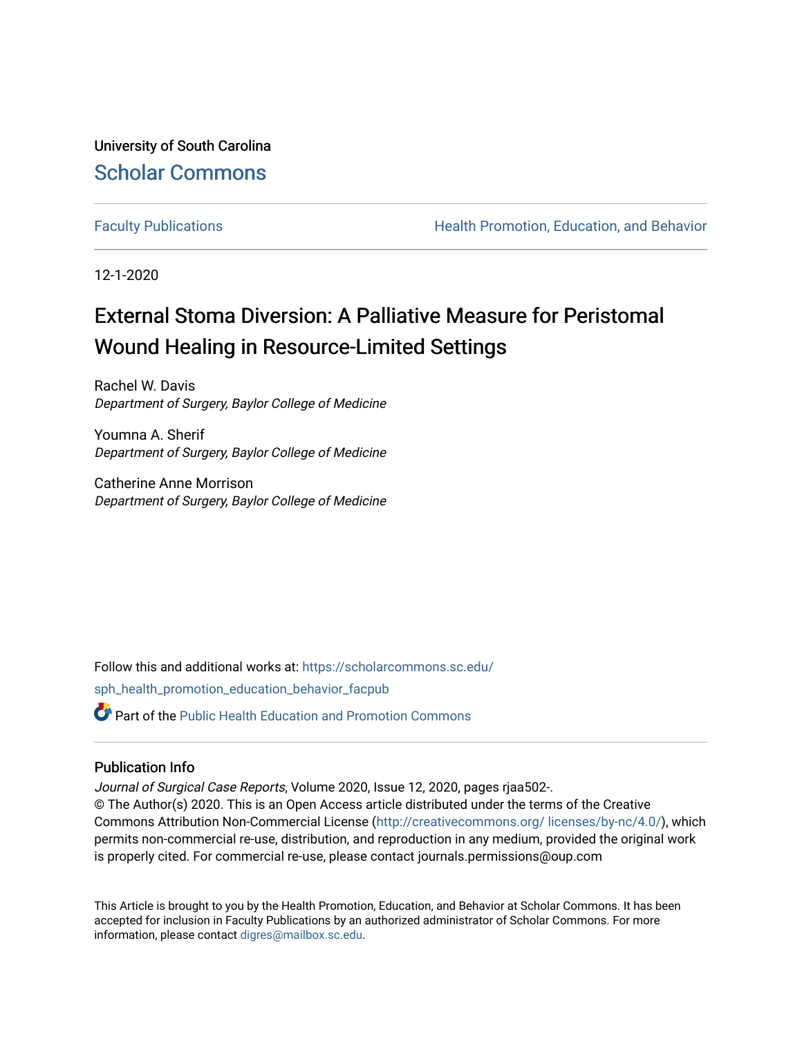University of South Carolina

Scholar Commons

Faculty Publications | Health Promotion, Education, and Behavior

12-1-2020

# External Stoma Diversion: A Palliative Measure for Peristomal Wound Healing in Resource-Limited Settings

Rachel W. Davis
*Department of Surgery, Baylor College of Medicine*

Youmna A. Sherif
*Department of Surgery, Baylor College of Medicine*

Catherine Anne Morrison
*Department of Surgery, Baylor College of Medicine*

Follow this and additional works at: https://scholarcommons.sc.edu/sph_health_promotion_education_behavior_facpub

Part of the Public Health Education and Promotion Commons

## Publication Info

*Journal of Surgical Case Reports*, Volume 2020, Issue 12, 2020, pages rjaa502-.
© The Author(s) 2020. This is an Open Access article distributed under the terms of the Creative Commons Attribution Non-Commercial License (http://creativecommons.org/ licenses/by-nc/4.0/), which permits non-commercial re-use, distribution, and reproduction in any medium, provided the original work is properly cited. For commercial re-use, please contact journals.permissions@oup.com

This Article is brought to you by the Health Promotion, Education, and Behavior at Scholar Commons. It has been accepted for inclusion in Faculty Publications by an authorized administrator of Scholar Commons. For more information, please contact digres@mailbox.sc.edu.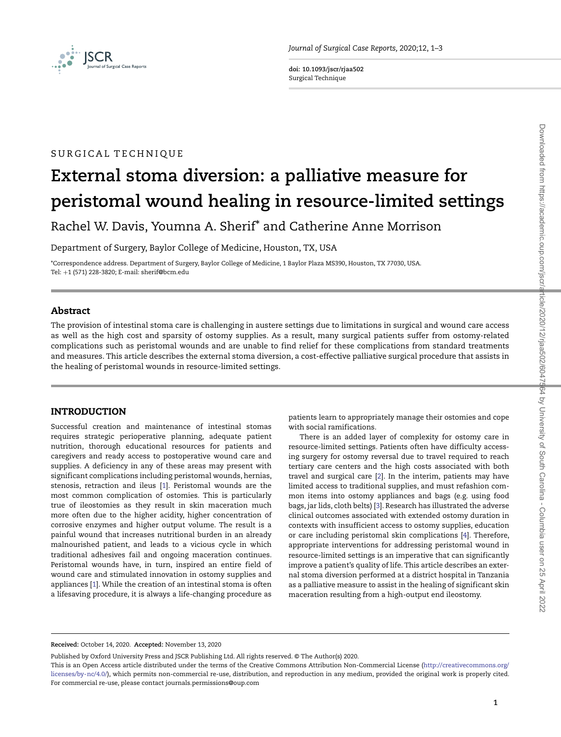SURGICAL TECHNIQUE

# External stoma diversion: a palliative measure for peristomal wound healing in resource-limited settings

Rachel W. Davis, Youmna A. Sherif* and Catherine Anne Morrison

Department of Surgery, Baylor College of Medicine, Houston, TX, USA

*Correspondence address. Department of Surgery, Baylor College of Medicine, 1 Baylor Plaza MS390, Houston, TX 77030, USA. Tel: +1 (571) 228-3820; E-mail: sherif@bcm.edu

## Abstract

The provision of intestinal stoma care is challenging in austere settings due to limitations in surgical and wound care access as well as the high cost and sparsity of ostomy supplies. As a result, many surgical patients suffer from ostomy-related complications such as peristomal wounds and are unable to find relief for these complications from standard treatments and measures. This article describes the external stoma diversion, a cost-effective palliative surgical procedure that assists in the healing of peristomal wounds in resource-limited settings.

## INTRODUCTION

Successful creation and maintenance of intestinal stomas requires strategic perioperative planning, adequate patient nutrition, thorough educational resources for patients and caregivers and ready access to postoperative wound care and supplies. A deficiency in any of these areas may present with significant complications including peristomal wounds, hernias, stenosis, retraction and ileus [1]. Peristomal wounds are the most common complication of ostomies. This is particularly true of ileostomies as they result in skin maceration much more often due to the higher acidity, higher concentration of corrosive enzymes and higher output volume. The result is a painful wound that increases nutritional burden in an already malnourished patient, and leads to a vicious cycle in which traditional adhesives fail and ongoing maceration continues. Peristomal wounds have, in turn, inspired an entire field of wound care and stimulated innovation in ostomy supplies and appliances [1]. While the creation of an intestinal stoma is often a lifesaving procedure, it is always a life-changing procedure as patients learn to appropriately manage their ostomies and cope with social ramifications.

There is an added layer of complexity for ostomy care in resource-limited settings. Patients often have difficulty accessing surgery for ostomy reversal due to travel required to reach tertiary care centers and the high costs associated with both travel and surgical care [2]. In the interim, patients may have limited access to traditional supplies, and must refashion common items into ostomy appliances and bags (e.g. using food bags, jar lids, cloth belts) [3]. Research has illustrated the adverse clinical outcomes associated with extended ostomy duration in contexts with insufficient access to ostomy supplies, education or care including peristomal skin complications [4]. Therefore, appropriate interventions for addressing peristomal wound in resource-limited settings is an imperative that can significantly improve a patient's quality of life. This article describes an external stoma diversion performed at a district hospital in Tanzania as a palliative measure to assist in the healing of significant skin maceration resulting from a high-output end ileostomy.

**Received:** October 14, 2020. **Accepted:** November 13, 2020

Published by Oxford University Press and JSCR Publishing Ltd. All rights reserved. © The Author(s) 2020.

This is an Open Access article distributed under the terms of the Creative Commons Attribution Non-Commercial License (http://creativecommons.org/licenses/by-nc/4.0/), which permits non-commercial re-use, distribution, and reproduction in any medium, provided the original work is properly cited. For commercial re-use, please contact journals.permissions@oup.com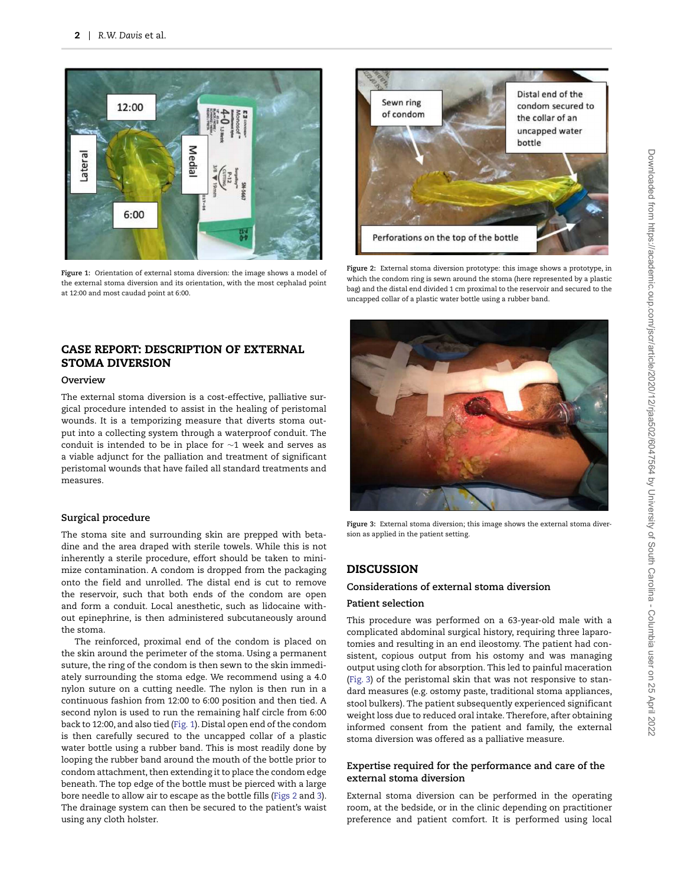Figure 1: Orientation of external stoma diversion: the image shows a model of the external stoma diversion and its orientation, with the most cephalad point at 12:00 and most caudad point at 6:00.

Figure 2: External stoma diversion prototype: this image shows a prototype, in which the condom ring is sewn around the stoma (here represented by a plastic bag) and the distal end divided 1 cm proximal to the reservoir and secured to the uncapped collar of a plastic water bottle using a rubber band.

Figure 3: External stoma diversion; this image shows the external stoma diversion as applied in the patient setting.

## CASE REPORT: DESCRIPTION OF EXTERNAL STOMA DIVERSION

### Overview

The external stoma diversion is a cost-effective, palliative surgical procedure intended to assist in the healing of peristomal wounds. It is a temporizing measure that diverts stoma output into a collecting system through a waterproof conduit. The conduit is intended to be in place for ~1 week and serves as a viable adjunct for the palliation and treatment of significant peristomal wounds that have failed all standard treatments and measures.

### Surgical procedure

The stoma site and surrounding skin are prepped with betadine and the area draped with sterile towels. While this is not inherently a sterile procedure, effort should be taken to minimize contamination. A condom is dropped from the packaging onto the field and unrolled. The distal end is cut to remove the reservoir, such that both ends of the condom are open and form a conduit. Local anesthetic, such as lidocaine without epinephrine, is then administered subcutaneously around the stoma.

The reinforced, proximal end of the condom is placed on the skin around the perimeter of the stoma. Using a permanent suture, the ring of the condom is then sewn to the skin immediately surrounding the stoma edge. We recommend using a 4.0 nylon suture on a cutting needle. The nylon is then run in a continuous fashion from 12:00 to 6:00 position and then tied. A second nylon is used to run the remaining half circle from 6:00 back to 12:00, and also tied (Fig. 1). Distal open end of the condom is then carefully secured to the uncapped collar of a plastic water bottle using a rubber band. This is most readily done by looping the rubber band around the mouth of the bottle prior to condom attachment, then extending it to place the condom edge beneath. The top edge of the bottle must be pierced with a large bore needle to allow air to escape as the bottle fills (Figs 2 and 3). The drainage system can then be secured to the patient's waist using any cloth holster.

## DISCUSSION

### Considerations of external stoma diversion

### Patient selection

This procedure was performed on a 63-year-old male with a complicated abdominal surgical history, requiring three laparotomies and resulting in an end ileostomy. The patient had consistent, copious output from his ostomy and was managing output using cloth for absorption. This led to painful maceration (Fig. 3) of the peristomal skin that was not responsive to standard measures (e.g. ostomy paste, traditional stoma appliances, stool bulkers). The patient subsequently experienced significant weight loss due to reduced oral intake. Therefore, after obtaining informed consent from the patient and family, the external stoma diversion was offered as a palliative measure.

### Expertise required for the performance and care of the external stoma diversion

External stoma diversion can be performed in the operating room, at the bedside, or in the clinic depending on practitioner preference and patient comfort. It is performed using local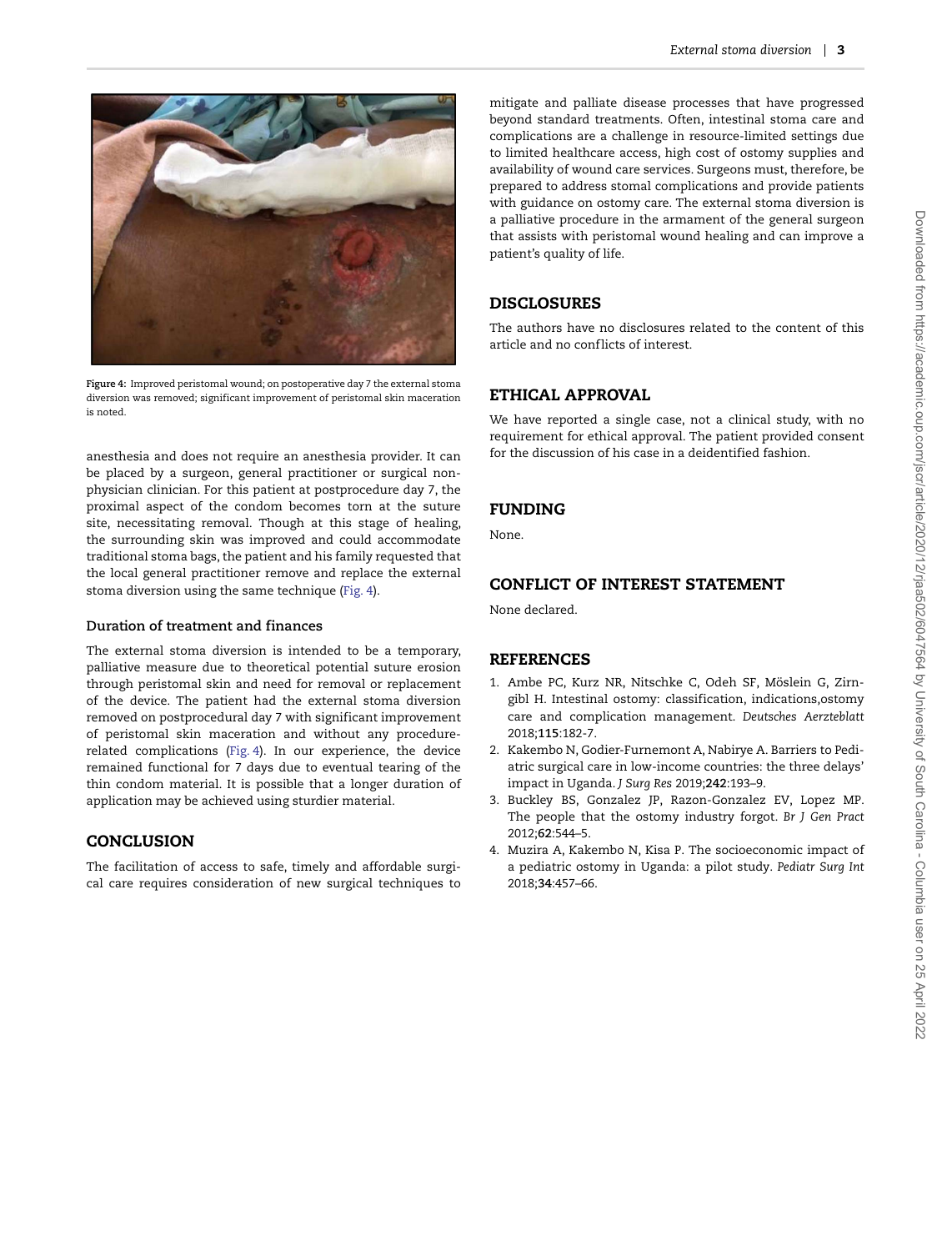Figure 4: Improved peristomal wound; on postoperative day 7 the external stoma diversion was removed; significant improvement of peristomal skin maceration is noted.

anesthesia and does not require an anesthesia provider. It can be placed by a surgeon, general practitioner or surgical non-physician clinician. For this patient at postprocedure day 7, the proximal aspect of the condom becomes torn at the suture site, necessitating removal. Though at this stage of healing, the surrounding skin was improved and could accommodate traditional stoma bags, the patient and his family requested that the local general practitioner remove and replace the external stoma diversion using the same technique (Fig. 4).

### Duration of treatment and finances

The external stoma diversion is intended to be a temporary, palliative measure due to theoretical potential suture erosion through peristomal skin and need for removal or replacement of the device. The patient had the external stoma diversion removed on postprocedural day 7 with significant improvement of peristomal skin maceration and without any procedure-related complications (Fig. 4). In our experience, the device remained functional for 7 days due to eventual tearing of the thin condom material. It is possible that a longer duration of application may be achieved using sturdier material.

## CONCLUSION

The facilitation of access to safe, timely and affordable surgical care requires consideration of new surgical techniques to mitigate and palliate disease processes that have progressed beyond standard treatments. Often, intestinal stoma care and complications are a challenge in resource-limited settings due to limited healthcare access, high cost of ostomy supplies and availability of wound care services. Surgeons must, therefore, be prepared to address stomal complications and provide patients with guidance on ostomy care. The external stoma diversion is a palliative procedure in the armament of the general surgeon that assists with peristomal wound healing and can improve a patient's quality of life.

## DISCLOSURES

The authors have no disclosures related to the content of this article and no conflicts of interest.

## ETHICAL APPROVAL

We have reported a single case, not a clinical study, with no requirement for ethical approval. The patient provided consent for the discussion of his case in a deidentified fashion.

## FUNDING

None.

## CONFLICT OF INTEREST STATEMENT

None declared.

## REFERENCES

1. Ambe PC, Kurz NR, Nitschke C, Odeh SF, Möslein G, Zirngibl H. Intestinal ostomy: classification, indications,ostomy care and complication management. *Deutsches Aerzteblatt* 2018;**115**:182-7.
2. Kakembo N, Godier-Furnemont A, Nabirye A. Barriers to Pediatric surgical care in low-income countries: the three delays' impact in Uganda. *J Surg Res* 2019;**242**:193–9.
3. Buckley BS, Gonzalez JP, Razon-Gonzalez EV, Lopez MP. The people that the ostomy industry forgot. *Br J Gen Pract* 2012;**62**:544–5.
4. Muzira A, Kakembo N, Kisa P. The socioeconomic impact of a pediatric ostomy in Uganda: a pilot study. *Pediatr Surg Int* 2018;**34**:457–66.